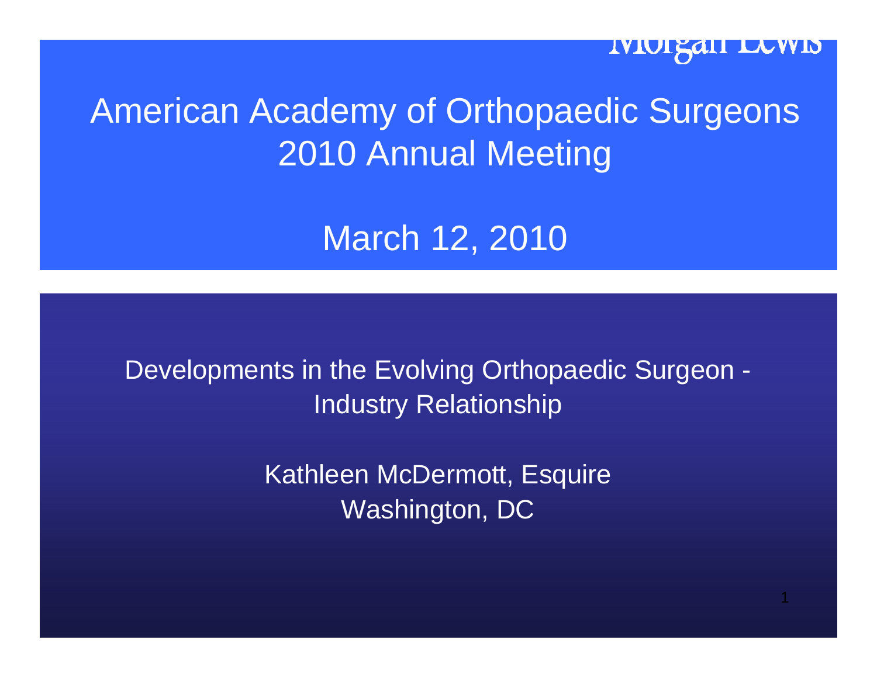Morgan Lewis

# American Academy of Orthopaedic Surgeons 2010 Annual Meeting

## March 12, 2010

Developments in the Evolving Orthopaedic Surgeon - Industry Relationship

Kathleen McDermott, Esquire
Washington, DC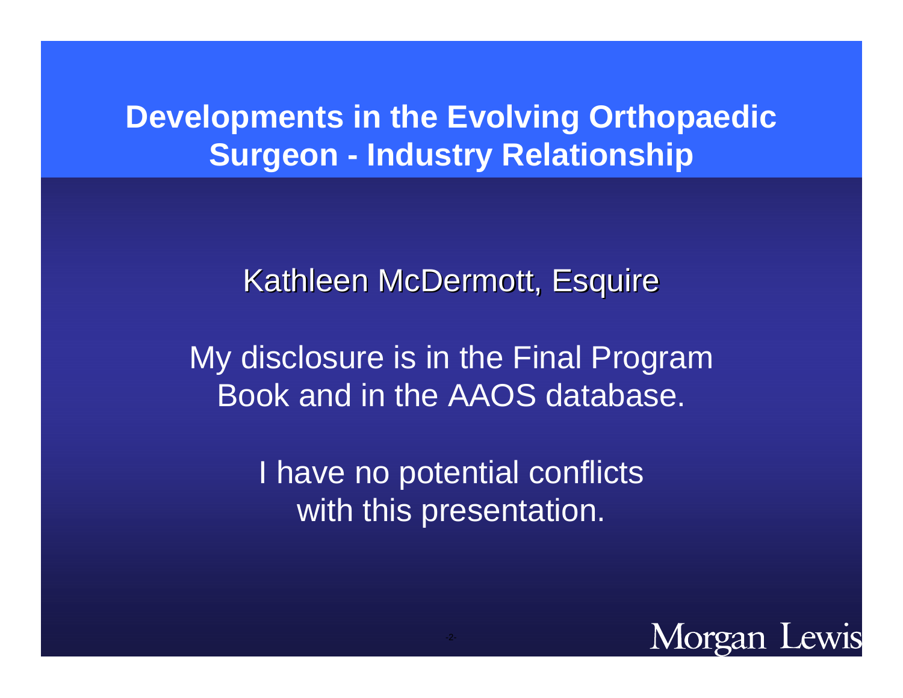# Developments in the Evolving Orthopaedic Surgeon - Industry Relationship

Kathleen McDermott, Esquire

My disclosure is in the Final Program Book and in the AAOS database.

I have no potential conflicts with this presentation.

Morgan Lewis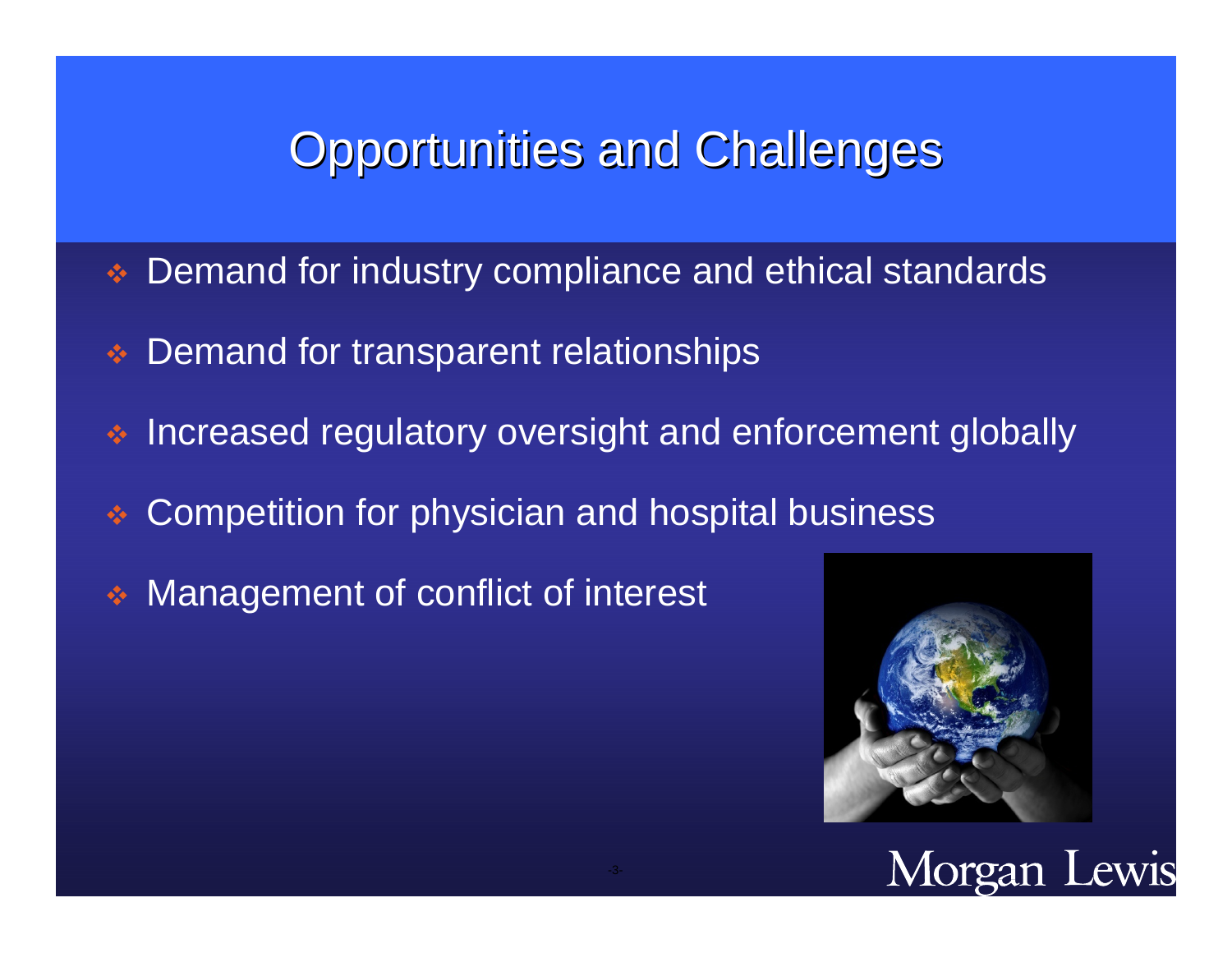# Opportunities and Challenges

- Demand for industry compliance and ethical standards
- Demand for transparent relationships
- Increased regulatory oversight and enforcement globally
- Competition for physician and hospital business
- Management of conflict of interest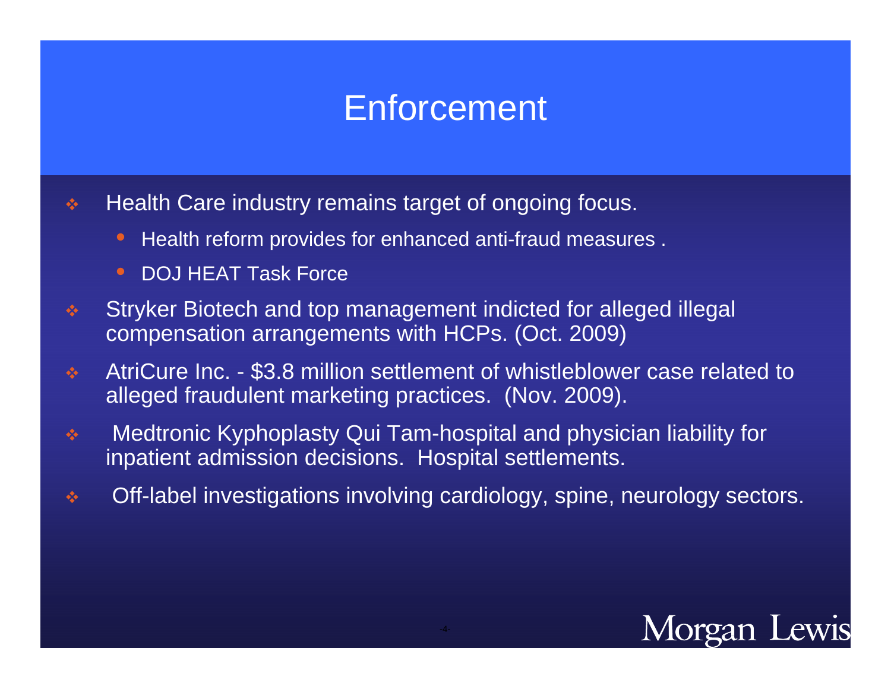# Enforcement

- Health Care industry remains target of ongoing focus.
  - Health reform provides for enhanced anti-fraud measures .
  - DOJ HEAT Task Force
- Stryker Biotech and top management indicted for alleged illegal compensation arrangements with HCPs. (Oct. 2009)
- AtriCure Inc. - $3.8 million settlement of whistleblower case related to alleged fraudulent marketing practices. (Nov. 2009).
- Medtronic Kyphoplasty Qui Tam-hospital and physician liability for inpatient admission decisions. Hospital settlements.
- Off-label investigations involving cardiology, spine, neurology sectors.

Morgan Lewis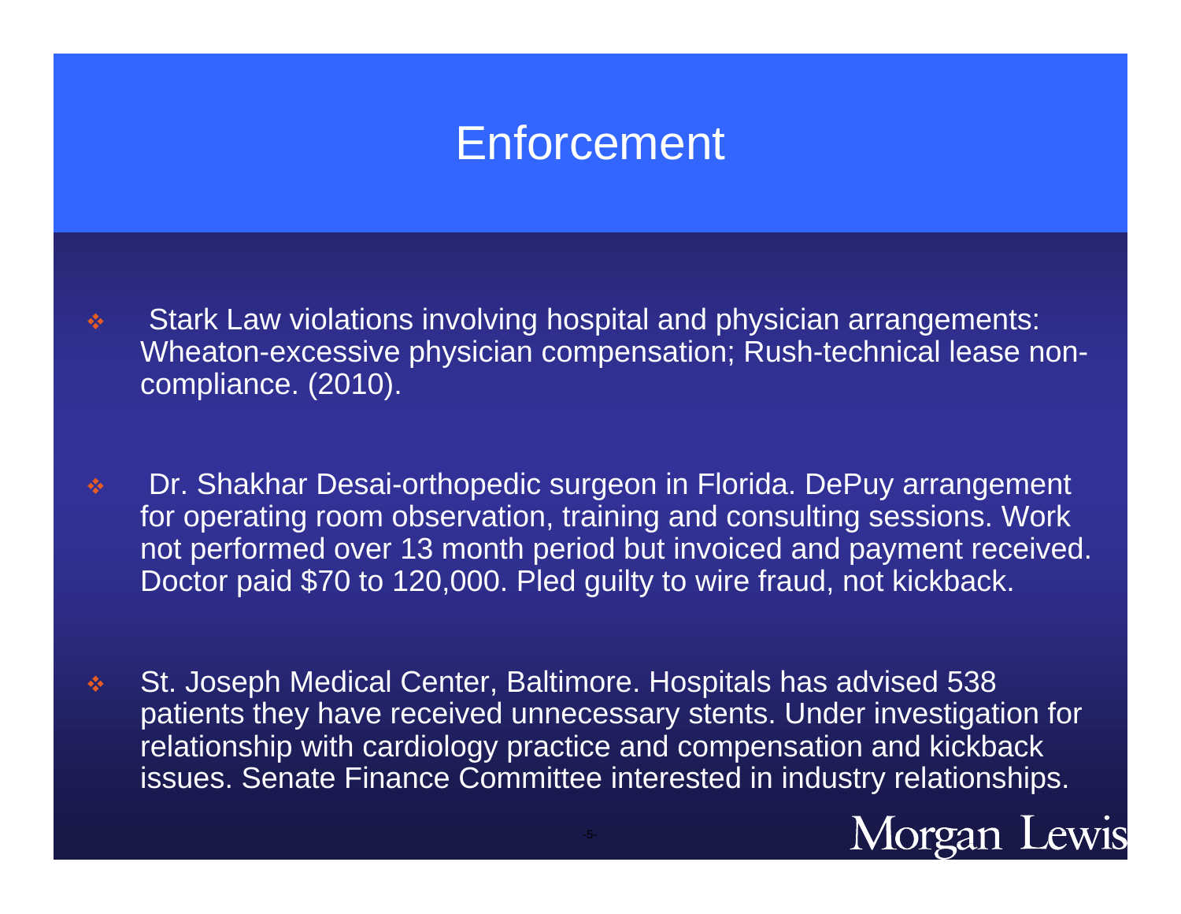# Enforcement

- Stark Law violations involving hospital and physician arrangements: Wheaton-excessive physician compensation; Rush-technical lease non-compliance. (2010).

- Dr. Shakhar Desai-orthopedic surgeon in Florida. DePuy arrangement for operating room observation, training and consulting sessions. Work not performed over 13 month period but invoiced and payment received. Doctor paid $70 to 120,000. Pled guilty to wire fraud, not kickback.

- St. Joseph Medical Center, Baltimore. Hospitals has advised 538 patients they have received unnecessary stents. Under investigation for relationship with cardiology practice and compensation and kickback issues. Senate Finance Committee interested in industry relationships.

Morgan Lewis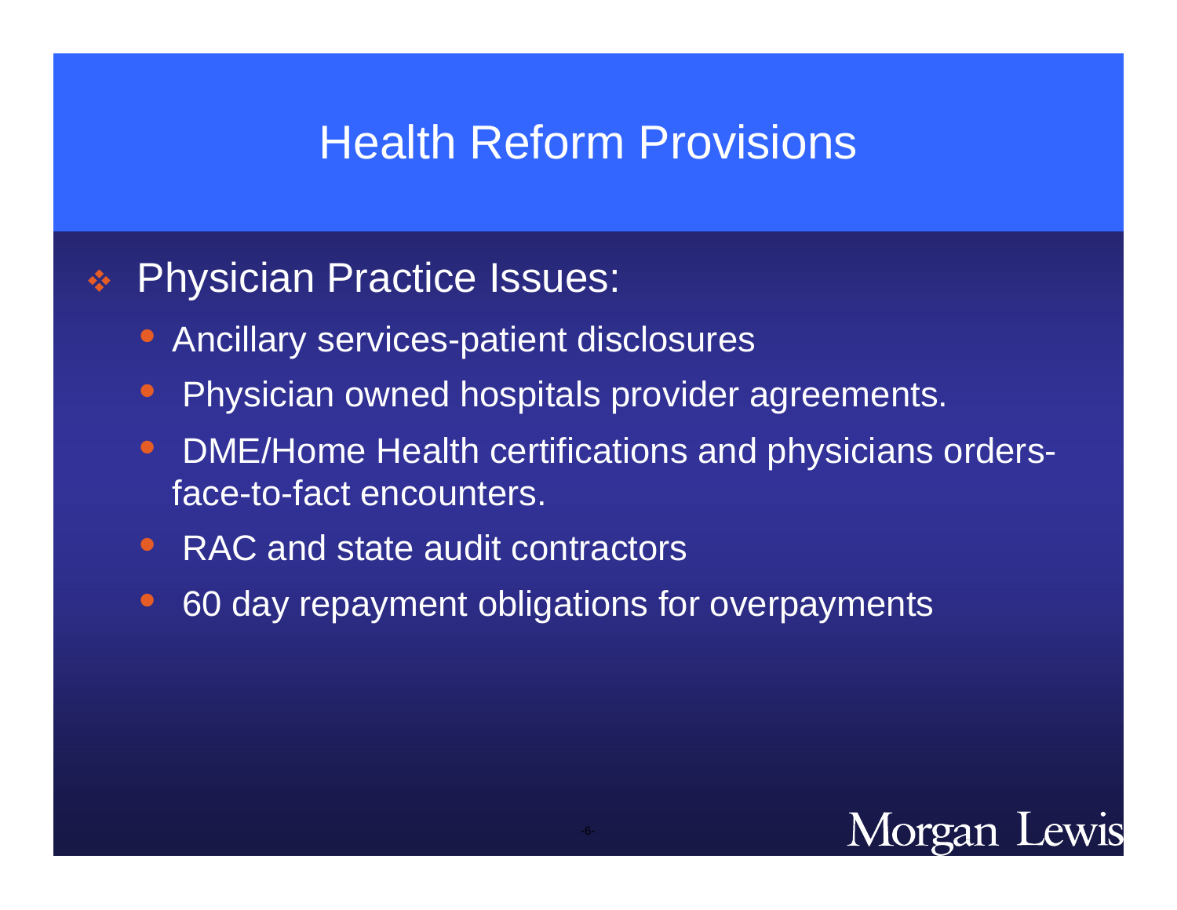# Health Reform Provisions

- Physician Practice Issues:
  - Ancillary services-patient disclosures
  - Physician owned hospitals provider agreements.
  - DME/Home Health certifications and physicians orders-face-to-fact encounters.
  - RAC and state audit contractors
  - 60 day repayment obligations for overpayments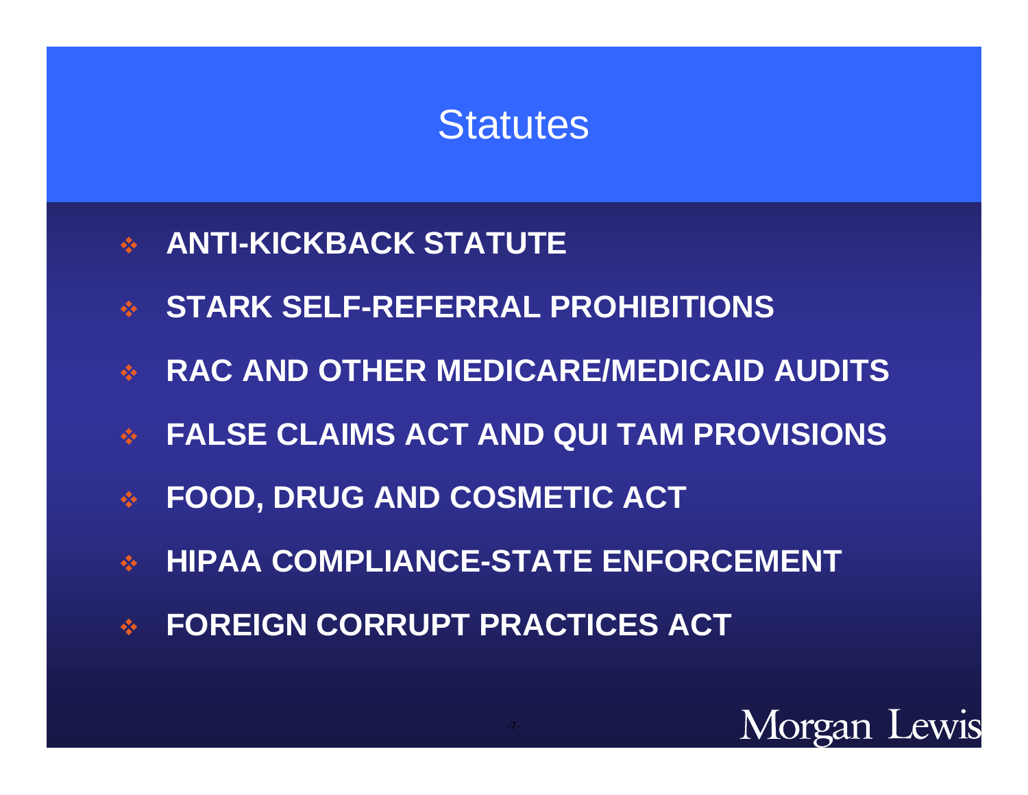# Statutes

- **ANTI-KICKBACK STATUTE**
- **STARK SELF-REFERRAL PROHIBITIONS**
- **RAC AND OTHER MEDICARE/MEDICAID AUDITS**
- **FALSE CLAIMS ACT AND QUI TAM PROVISIONS**
- **FOOD, DRUG AND COSMETIC ACT**
- **HIPAA COMPLIANCE-STATE ENFORCEMENT**
- **FOREIGN CORRUPT PRACTICES ACT**

Morgan Lewis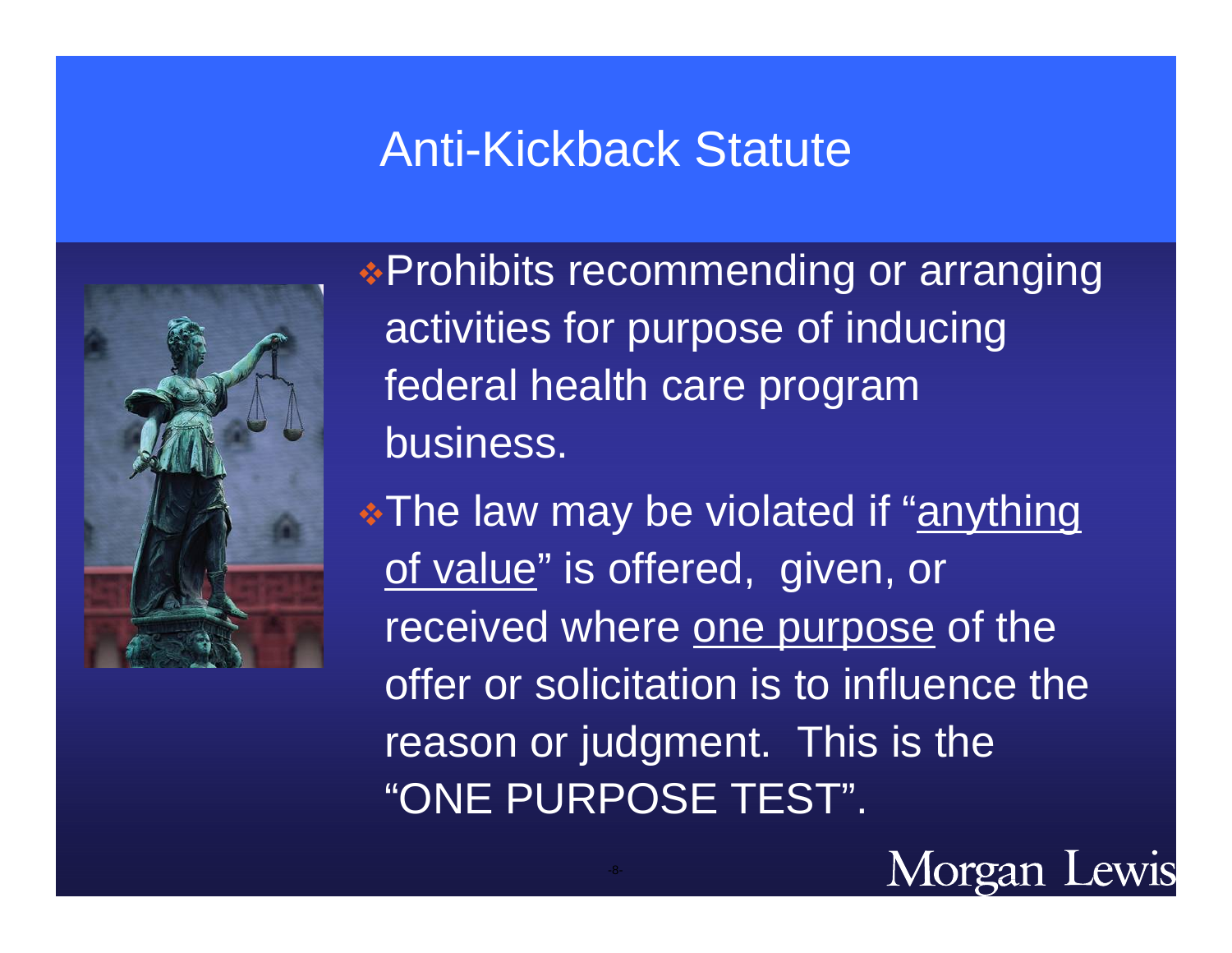# Anti-Kickback Statute

- Prohibits recommending or arranging activities for purpose of inducing federal health care program business.
- The law may be violated if "anything of value" is offered, given, or received where one purpose of the offer or solicitation is to influence the reason or judgment. This is the "ONE PURPOSE TEST".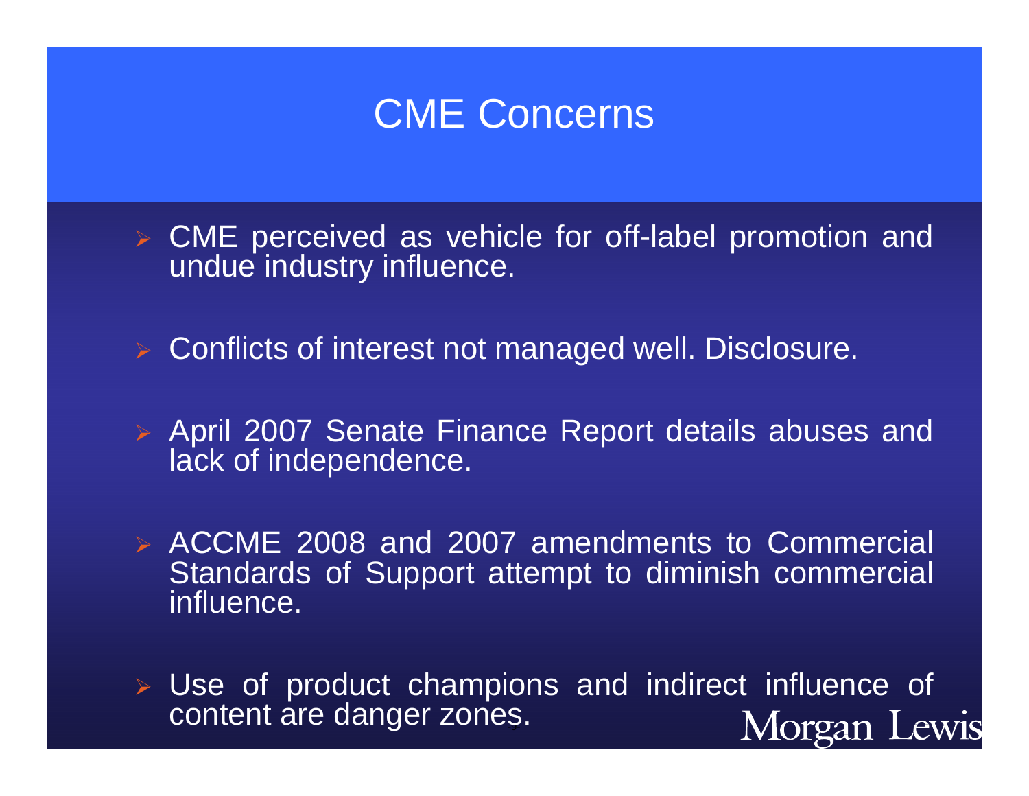# CME Concerns

- CME perceived as vehicle for off-label promotion and undue industry influence.
- Conflicts of interest not managed well. Disclosure.
- April 2007 Senate Finance Report details abuses and lack of independence.
- ACCME 2008 and 2007 amendments to Commercial Standards of Support attempt to diminish commercial influence.
- Use of product champions and indirect influence of content are danger zones.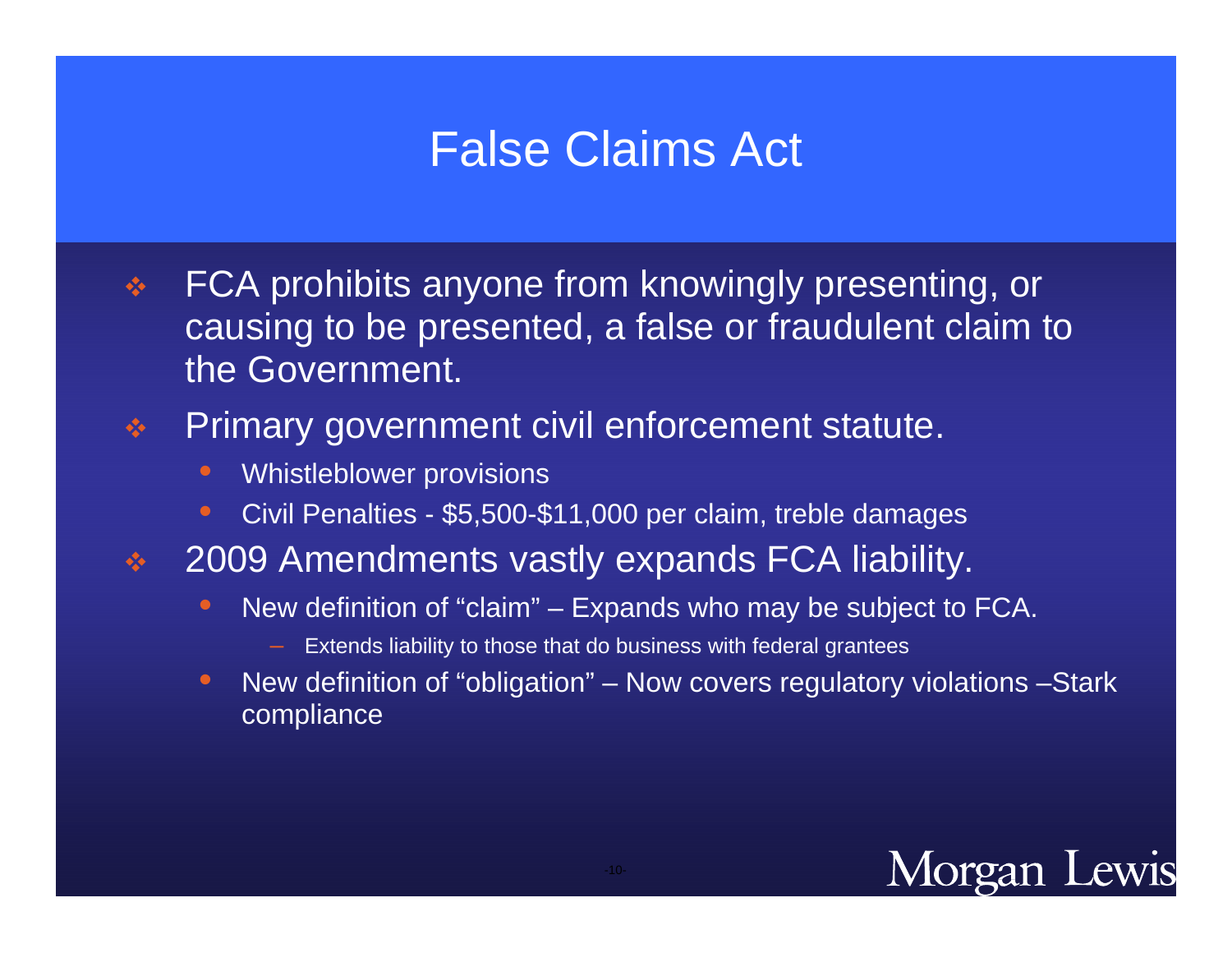# False Claims Act

- FCA prohibits anyone from knowingly presenting, or causing to be presented, a false or fraudulent claim to the Government.
- Primary government civil enforcement statute.
  - Whistleblower provisions
  - Civil Penalties - $5,500-$11,000 per claim, treble damages
- 2009 Amendments vastly expands FCA liability.
  - New definition of “claim” – Expands who may be subject to FCA.
    - Extends liability to those that do business with federal grantees
  - New definition of “obligation” – Now covers regulatory violations –Stark compliance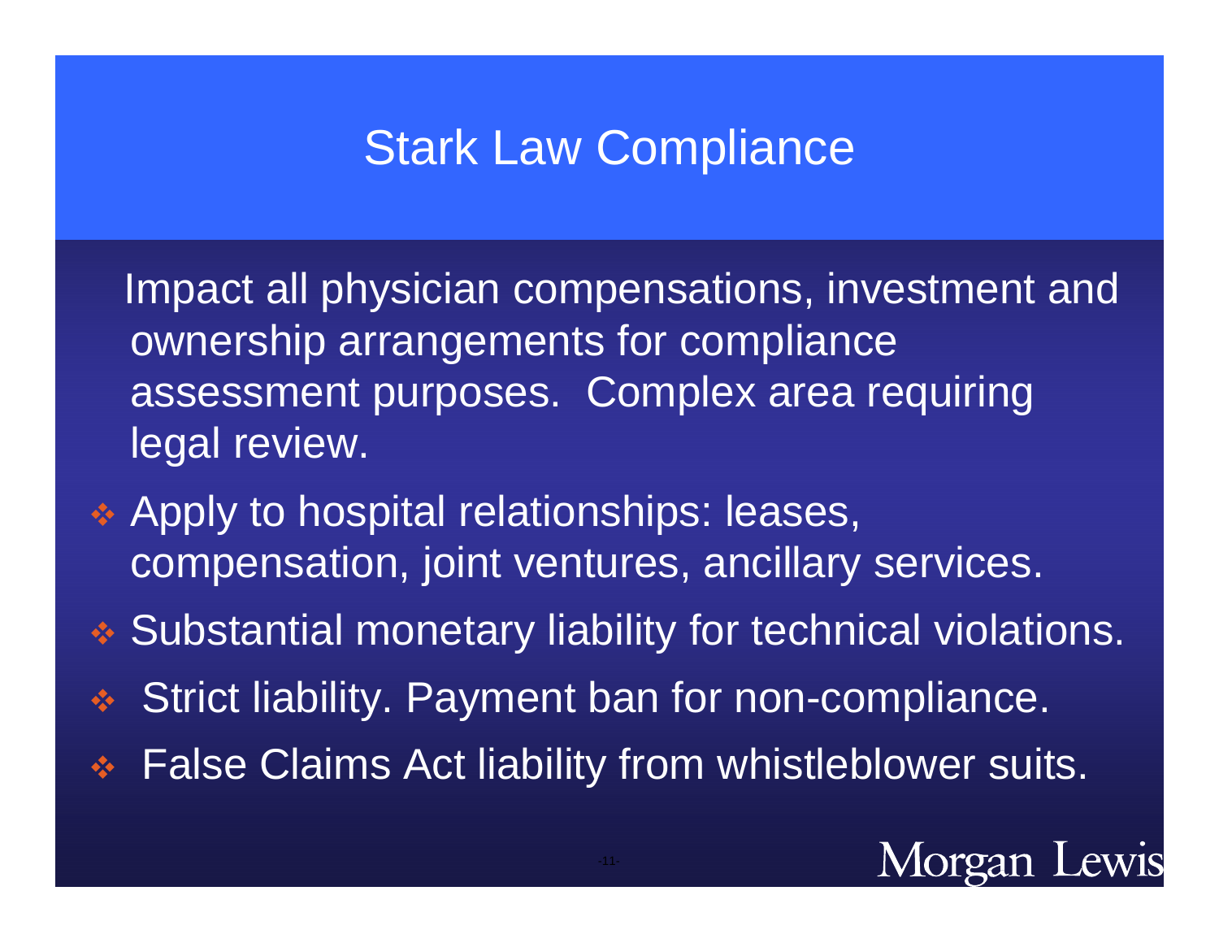# Stark Law Compliance

Impact all physician compensations, investment and ownership arrangements for compliance assessment purposes. Complex area requiring legal review.

- Apply to hospital relationships: leases, compensation, joint ventures, ancillary services.
- Substantial monetary liability for technical violations.
- Strict liability. Payment ban for non-compliance.
- False Claims Act liability from whistleblower suits.

Morgan Lewis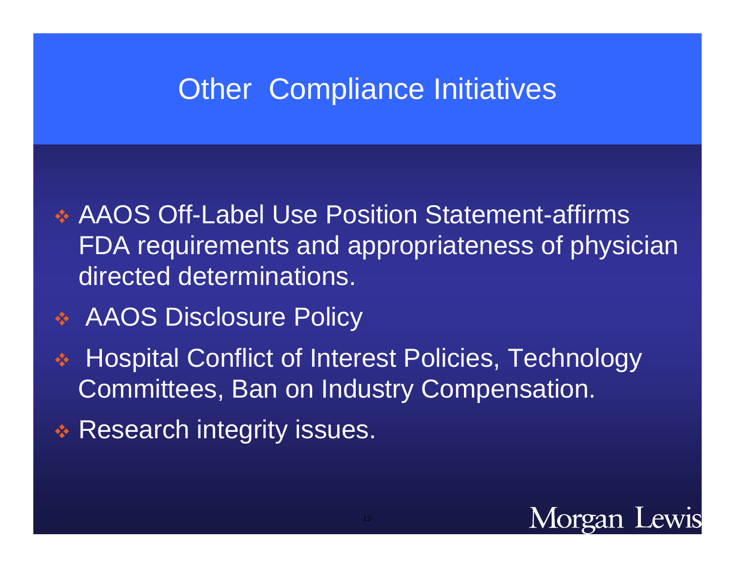# Other Compliance Initiatives

- AAOS Off-Label Use Position Statement-affirms FDA requirements and appropriateness of physician directed determinations.
- AAOS Disclosure Policy
- Hospital Conflict of Interest Policies, Technology Committees, Ban on Industry Compensation.
- Research integrity issues.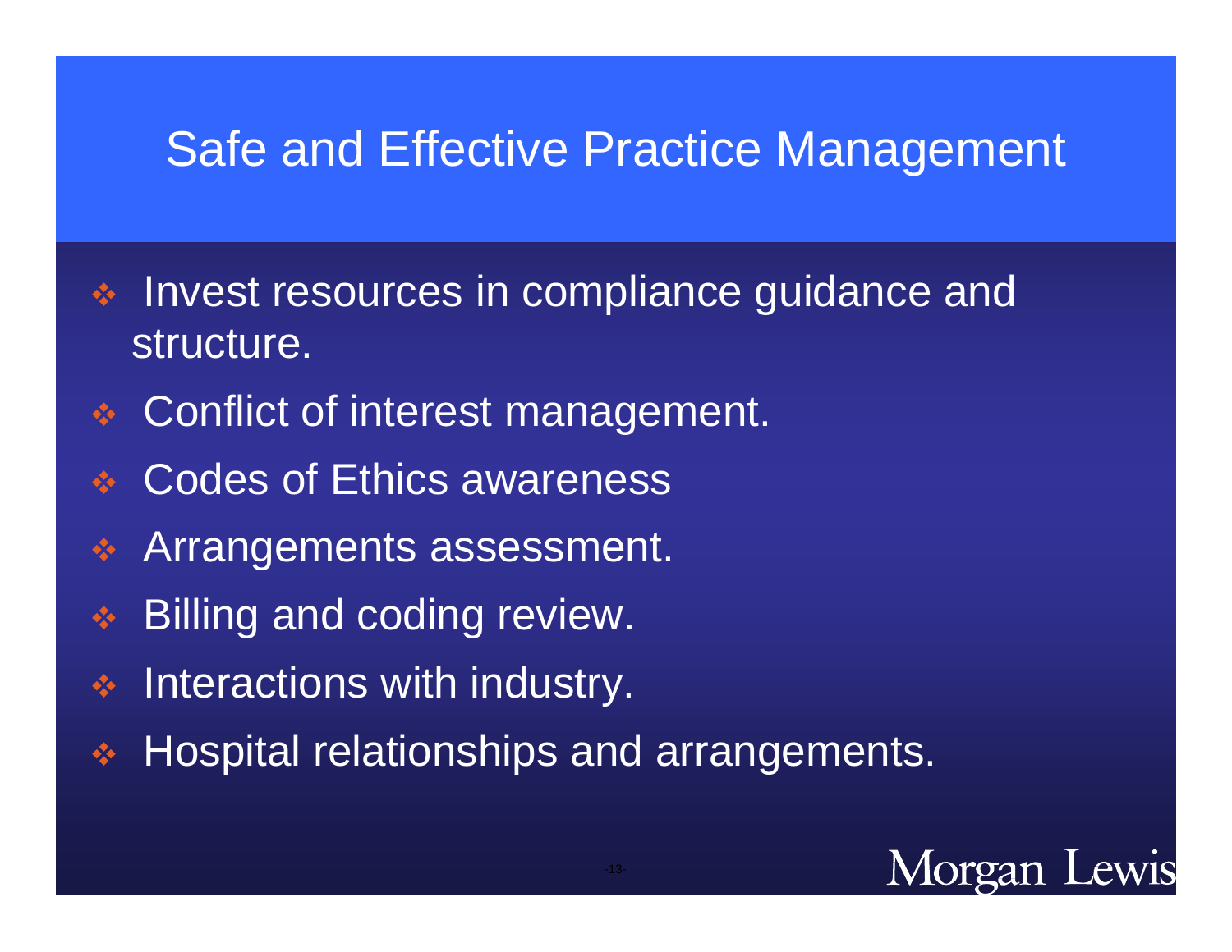# Safe and Effective Practice Management

- Invest resources in compliance guidance and structure.
- Conflict of interest management.
- Codes of Ethics awareness
- Arrangements assessment.
- Billing and coding review.
- Interactions with industry.
- Hospital relationships and arrangements.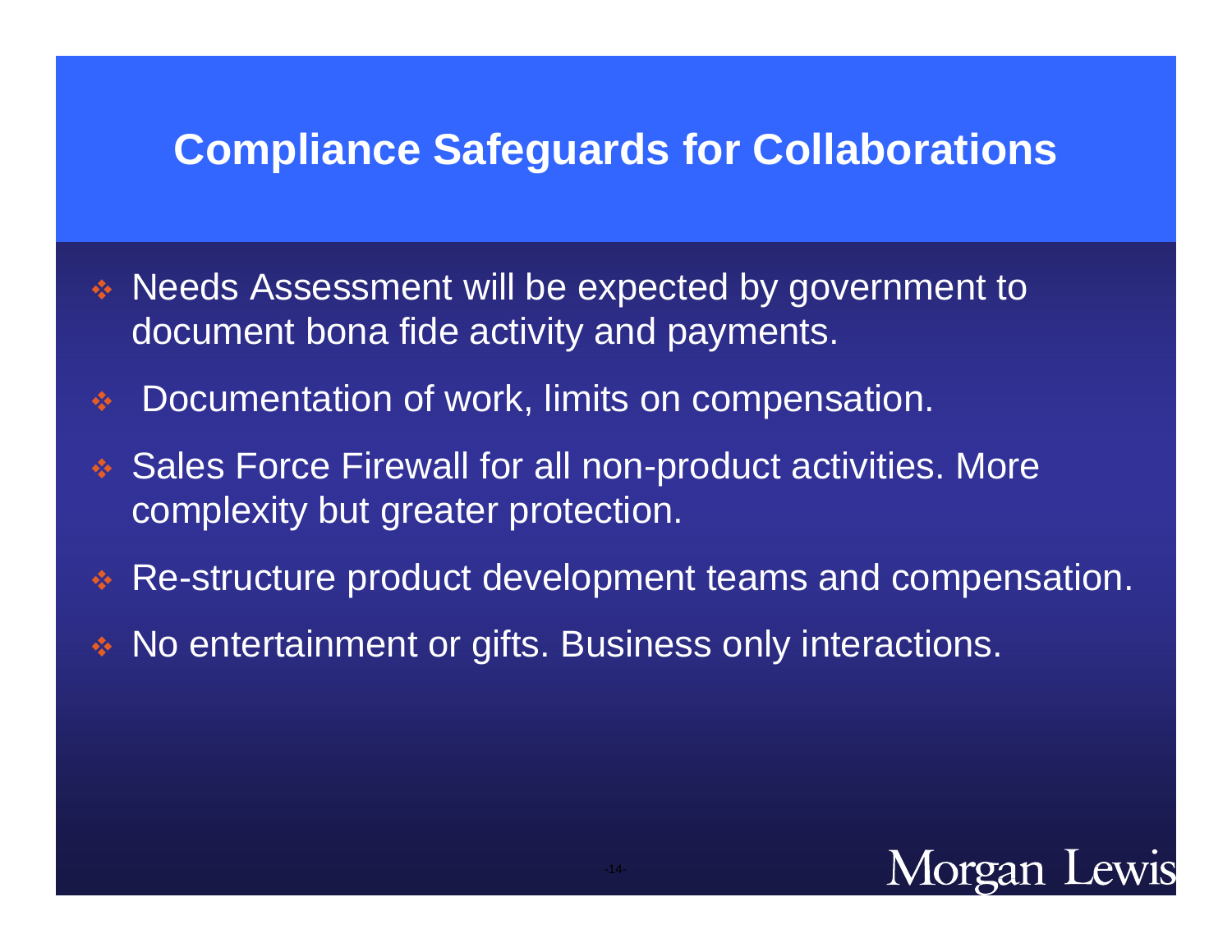# Compliance Safeguards for Collaborations

- Needs Assessment will be expected by government to document bona fide activity and payments.
- Documentation of work, limits on compensation.
- Sales Force Firewall for all non-product activities. More complexity but greater protection.
- Re-structure product development teams and compensation.
- No entertainment or gifts. Business only interactions.

Morgan Lewis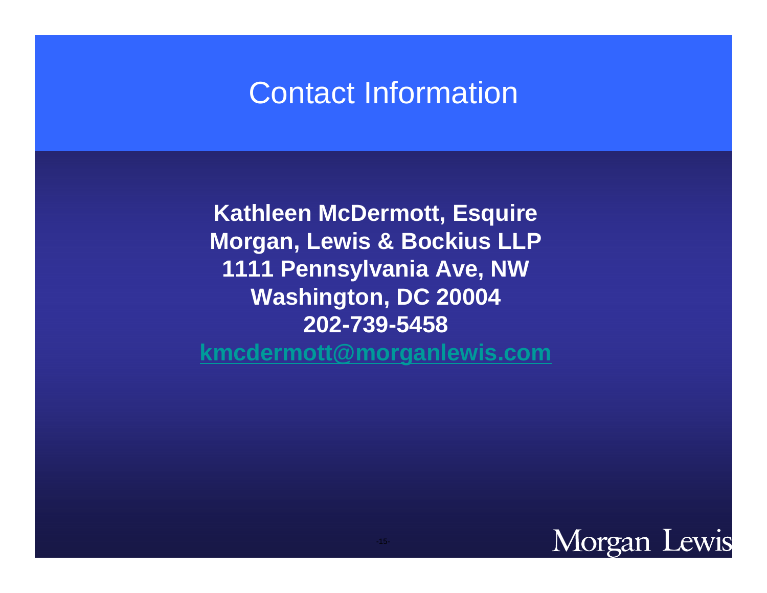# Contact Information

**Kathleen McDermott, Esquire**
**Morgan, Lewis & Bockius LLP**
**1111 Pennsylvania Ave, NW**
**Washington, DC 20004**
**202-739-5458**
**kmcdermott@morganlewis.com**

Morgan Lewis